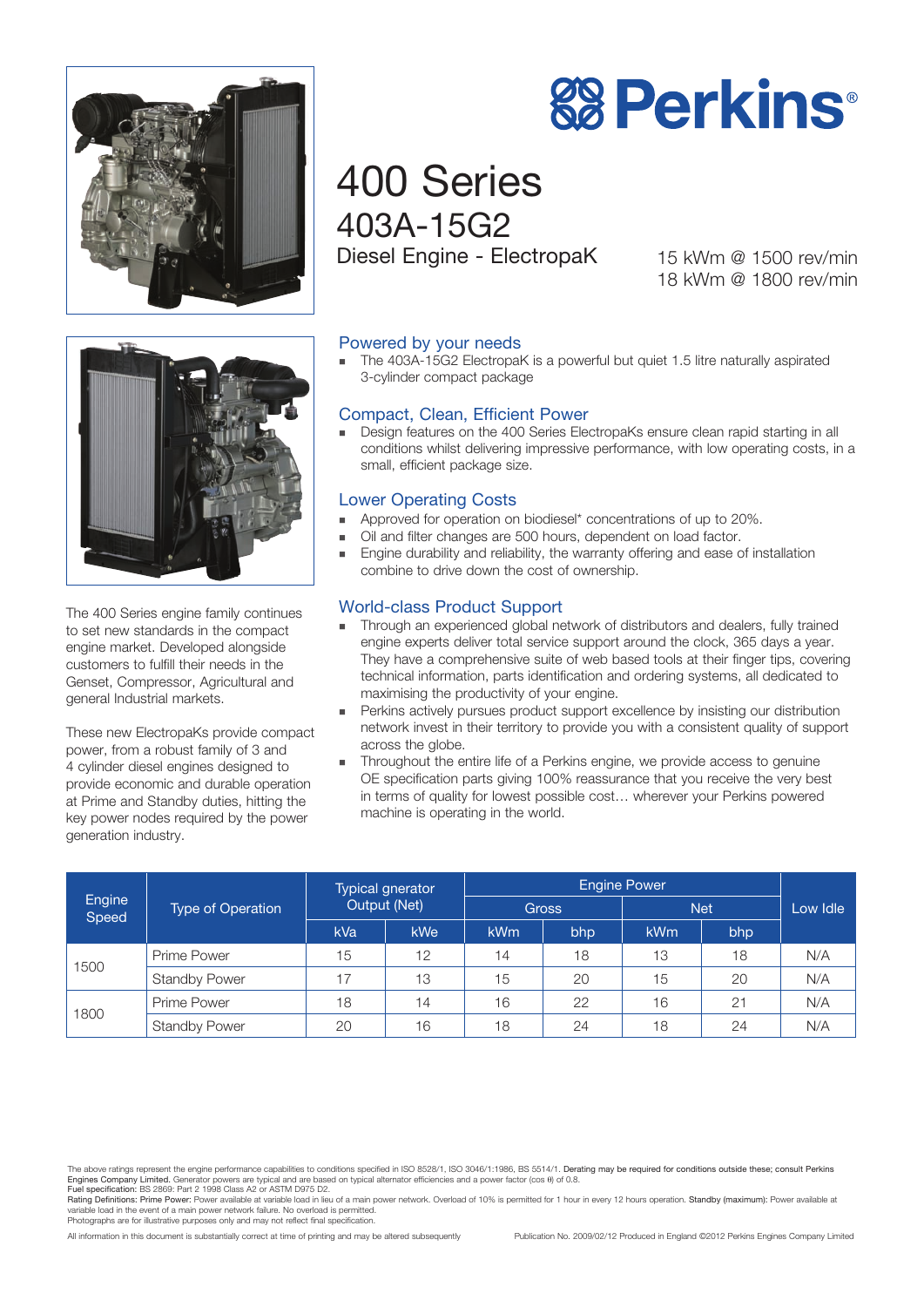# Perkins®

# 400 Series

## 403A-15G2

### Diesel Engine - ElectropaK

15 kWm @ 1500 rev/min
18 kWm @ 1800 rev/min

The 400 Series engine family continues to set new standards in the compact engine market. Developed alongside customers to fulfill their needs in the Genset, Compressor, Agricultural and general Industrial markets.

These new ElectropaKs provide compact power, from a robust family of 3 and 4 cylinder diesel engines designed to provide economic and durable operation at Prime and Standby duties, hitting the key power nodes required by the power generation industry.

### Powered by your needs

- The 403A-15G2 ElectropaK is a powerful but quiet 1.5 litre naturally aspirated 3-cylinder compact package

### Compact, Clean, Efficient Power

- Design features on the 400 Series ElectropaKs ensure clean rapid starting in all conditions whilst delivering impressive performance, with low operating costs, in a small, efficient package size.

### Lower Operating Costs

- Approved for operation on biodiesel* concentrations of up to 20%.
- Oil and filter changes are 500 hours, dependent on load factor.
- Engine durability and reliability, the warranty offering and ease of installation combine to drive down the cost of ownership.

### World-class Product Support

- Through an experienced global network of distributors and dealers, fully trained engine experts deliver total service support around the clock, 365 days a year. They have a comprehensive suite of web based tools at their finger tips, covering technical information, parts identification and ordering systems, all dedicated to maximising the productivity of your engine.
- Perkins actively pursues product support excellence by insisting our distribution network invest in their territory to provide you with a consistent quality of support across the globe.
- Throughout the entire life of a Perkins engine, we provide access to genuine OE specification parts giving 100% reassurance that you receive the very best in terms of quality for lowest possible cost… wherever your Perkins powered machine is operating in the world.

| Engine Speed | Type of Operation | Typical generator Output (Net) | | Engine Power | | | | Low Idle |
|---|---|---|---|---|---|---|---|---|
| | | | | Gross | | Net | | |
| | | kVa | kWe | kWm | bhp | kWm | bhp | |
| 1500 | Prime Power | 15 | 12 | 14 | 18 | 13 | 18 | N/A |
| | Standby Power | 17 | 13 | 15 | 20 | 15 | 20 | N/A |
| 1800 | Prime Power | 18 | 14 | 16 | 22 | 16 | 21 | N/A |
| | Standby Power | 20 | 16 | 18 | 24 | 18 | 24 | N/A |

The above ratings represent the engine performance capabilities to conditions specified in ISO 8528/1, ISO 3046/1:1986, BS 5514/1. **Derating may be required for conditions outside these; consult Perkins Engines Company Limited.** Generator powers are typical and are based on typical alternator efficiencies and a power factor (cos θ) of 0.8.
**Fuel specification:** BS 2869: Part 2 1998 Class A2 or ASTM D975 D2.
**Rating Definitions: Prime Power:** Power available at variable load in lieu of a main power network. Overload of 10% is permitted for 1 hour in every 12 hours operation. **Standby (maximum):** Power available at variable load in the event of a main power network failure. No overload is permitted.
Photographs are for illustrative purposes only and may not reflect final specification.

All information in this document is substantially correct at time of printing and may be altered subsequently

Publication No. 2009/02/12 Produced in England ©2012 Perkins Engines Company Limited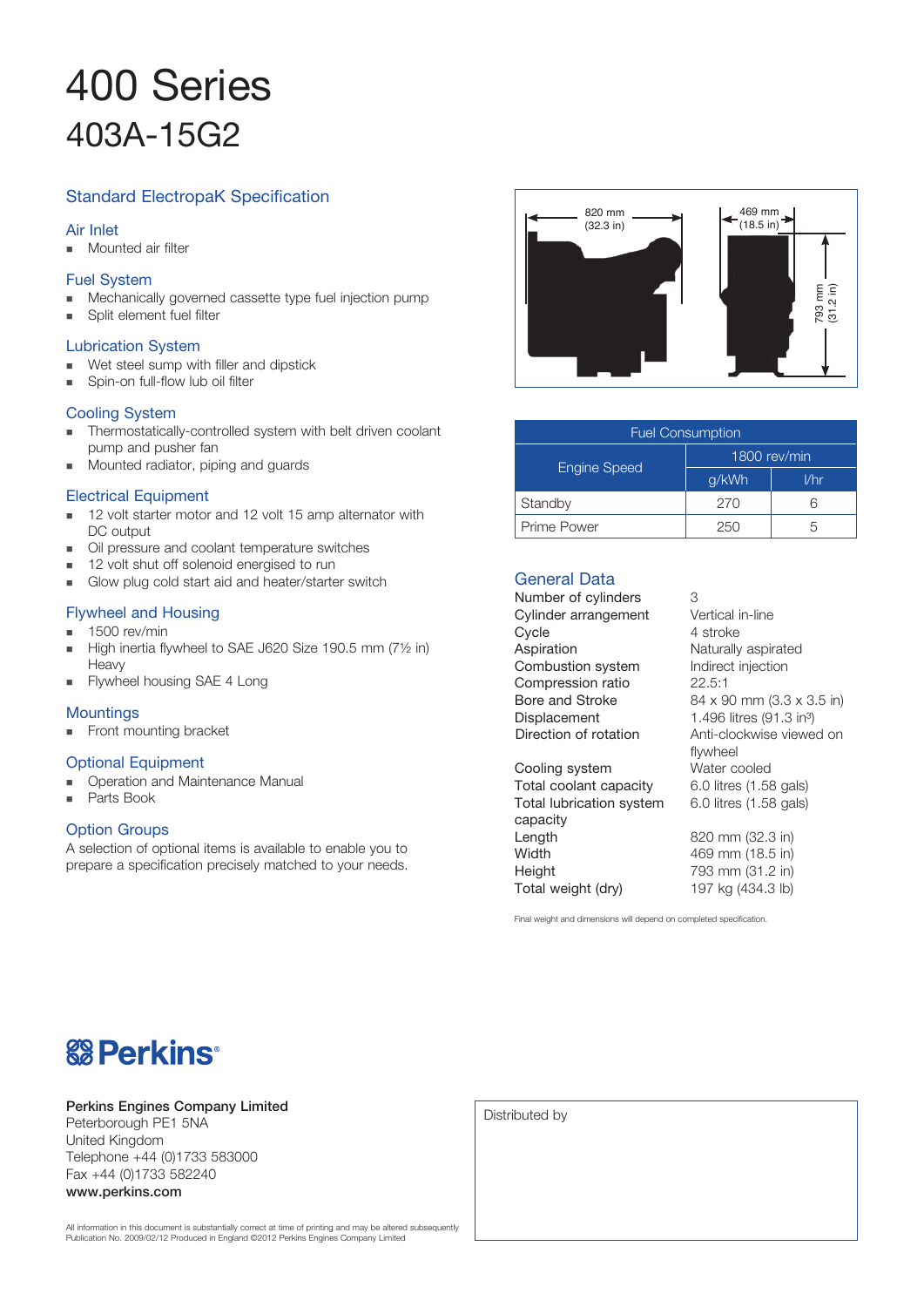# 400 Series

## 403A-15G2

### Standard ElectropaK Specification

#### Air Inlet

- Mounted air filter

#### Fuel System

- Mechanically governed cassette type fuel injection pump
- Split element fuel filter

#### Lubrication System

- Wet steel sump with filler and dipstick
- Spin-on full-flow lub oil filter

#### Cooling System

- Thermostatically-controlled system with belt driven coolant pump and pusher fan
- Mounted radiator, piping and guards

#### Electrical Equipment

- 12 volt starter motor and 12 volt 15 amp alternator with DC output
- Oil pressure and coolant temperature switches
- 12 volt shut off solenoid energised to run
- Glow plug cold start aid and heater/starter switch

#### Flywheel and Housing

- 1500 rev/min
- High inertia flywheel to SAE J620 Size 190.5 mm (7½ in) Heavy
- Flywheel housing SAE 4 Long

#### Mountings

- Front mounting bracket

#### Optional Equipment

- Operation and Maintenance Manual
- Parts Book

#### Option Groups

A selection of optional items is available to enable you to prepare a specification precisely matched to your needs.

820 mm (32.3 in)

469 mm (18.5 in)

793 mm (31.2 in)

| Fuel Consumption | | |
|---|---|---|
| Engine Speed | 1800 rev/min | |
| | g/kWh | l/hr |
| Standby | 270 | 6 |
| Prime Power | 250 | 5 |

### General Data

| | |
|---|---|
| Number of cylinders | 3 |
| Cylinder arrangement | Vertical in-line |
| Cycle | 4 stroke |
| Aspiration | Naturally aspirated |
| Combustion system | Indirect injection |
| Compression ratio | 22.5:1 |
| Bore and Stroke | 84 x 90 mm (3.3 x 3.5 in) |
| Displacement | 1.496 litres (91.3 in³) |
| Direction of rotation | Anti-clockwise viewed on flywheel |
| Cooling system | Water cooled |
| Total coolant capacity | 6.0 litres (1.58 gals) |
| Total lubrication system capacity | 6.0 litres (1.58 gals) |
| Length | 820 mm (32.3 in) |
| Width | 469 mm (18.5 in) |
| Height | 793 mm (31.2 in) |
| Total weight (dry) | 197 kg (434.3 lb) |

Final weight and dimensions will depend on completed specification.

Perkins

**Perkins Engines Company Limited**
Peterborough PE1 5NA
United Kingdom
Telephone +44 (0)1733 583000
Fax +44 (0)1733 582240
**www.perkins.com**

Distributed by

All information in this document is substantially correct at time of printing and may be altered subsequently
Publication No. 2009/02/12 Produced in England ©2012 Perkins Engines Company Limited